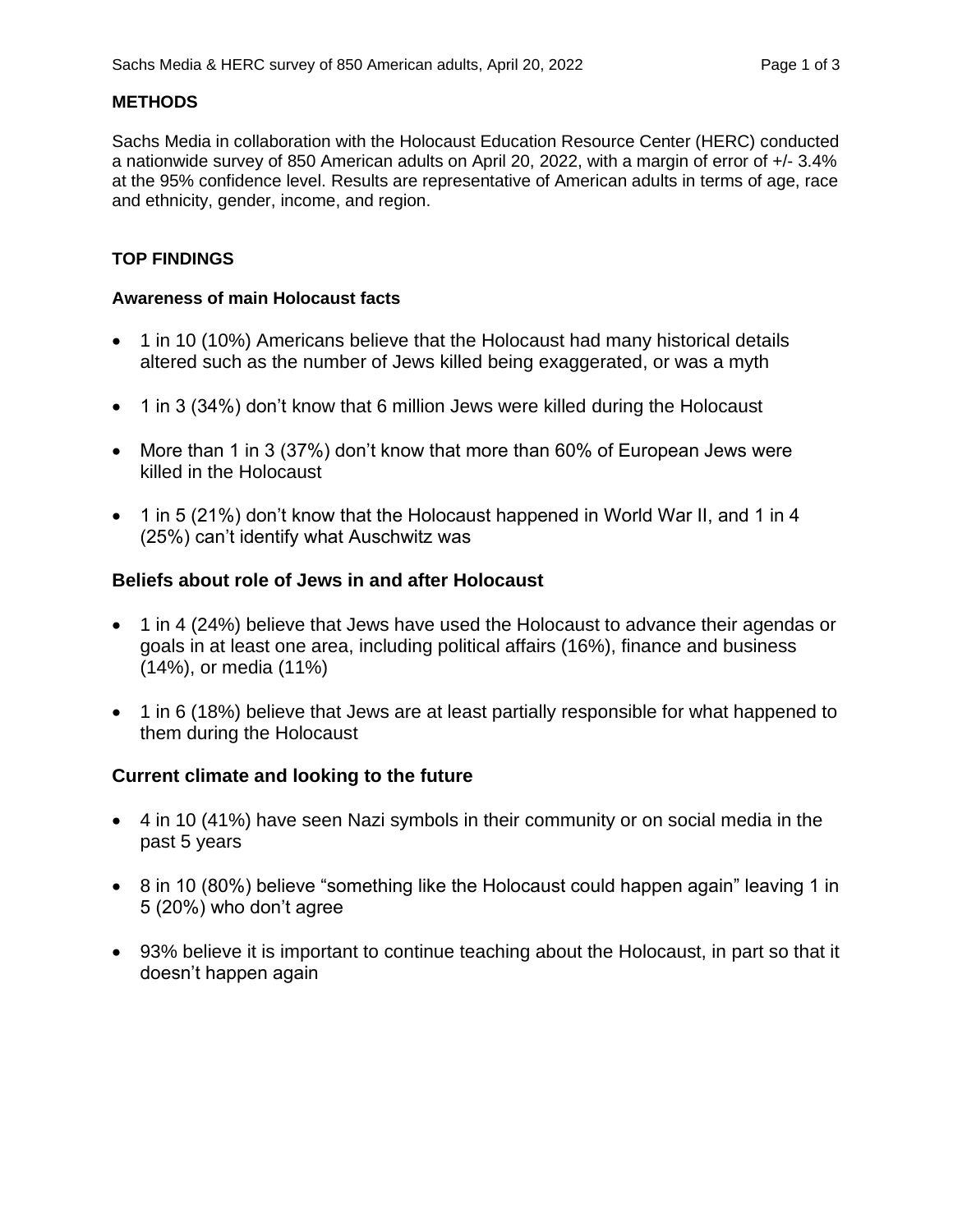## METHODS

Sachs Media in collaboration with the Holocaust Education Resource Center (HERC) conducted a nationwide survey of 850 American adults on April 20, 2022, with a margin of error of +/- 3.4% at the 95% confidence level. Results are representative of American adults in terms of age, race and ethnicity, gender, income, and region.

## TOP FINDINGS

### Awareness of main Holocaust facts

- 1 in 10 (10%) Americans believe that the Holocaust had many historical details altered such as the number of Jews killed being exaggerated, or was a myth
- 1 in 3 (34%) don't know that 6 million Jews were killed during the Holocaust
- More than 1 in 3 (37%) don't know that more than 60% of European Jews were killed in the Holocaust
- 1 in 5 (21%) don't know that the Holocaust happened in World War II, and 1 in 4 (25%) can't identify what Auschwitz was

### Beliefs about role of Jews in and after Holocaust

- 1 in 4 (24%) believe that Jews have used the Holocaust to advance their agendas or goals in at least one area, including political affairs (16%), finance and business (14%), or media (11%)
- 1 in 6 (18%) believe that Jews are at least partially responsible for what happened to them during the Holocaust

### Current climate and looking to the future

- 4 in 10 (41%) have seen Nazi symbols in their community or on social media in the past 5 years
- 8 in 10 (80%) believe "something like the Holocaust could happen again" leaving 1 in 5 (20%) who don't agree
- 93% believe it is important to continue teaching about the Holocaust, in part so that it doesn't happen again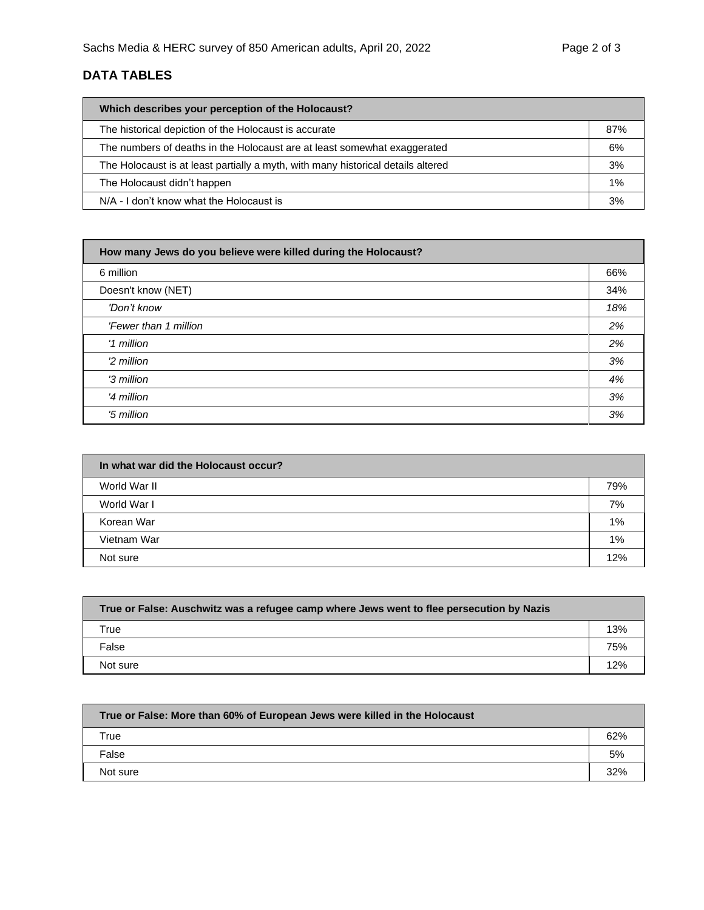## DATA TABLES

| Which describes your perception of the Holocaust? | |
|---|---|
| The historical depiction of the Holocaust is accurate | 87% |
| The numbers of deaths in the Holocaust are at least somewhat exaggerated | 6% |
| The Holocaust is at least partially a myth, with many historical details altered | 3% |
| The Holocaust didn't happen | 1% |
| N/A - I don't know what the Holocaust is | 3% |

| How many Jews do you believe were killed during the Holocaust? | |
|---|---|
| 6 million | 66% |
| Doesn't know (NET) | 34% |
| *'Don't know* | *18%* |
| *'Fewer than 1 million* | *2%* |
| *'1 million* | *2%* |
| *'2 million* | *3%* |
| *'3 million* | *4%* |
| *'4 million* | *3%* |
| *'5 million* | *3%* |

| In what war did the Holocaust occur? | |
|---|---|
| World War II | 79% |
| World War I | 7% |
| Korean War | 1% |
| Vietnam War | 1% |
| Not sure | 12% |

| True or False: Auschwitz was a refugee camp where Jews went to flee persecution by Nazis | |
|---|---|
| True | 13% |
| False | 75% |
| Not sure | 12% |

| True or False: More than 60% of European Jews were killed in the Holocaust | |
|---|---|
| True | 62% |
| False | 5% |
| Not sure | 32% |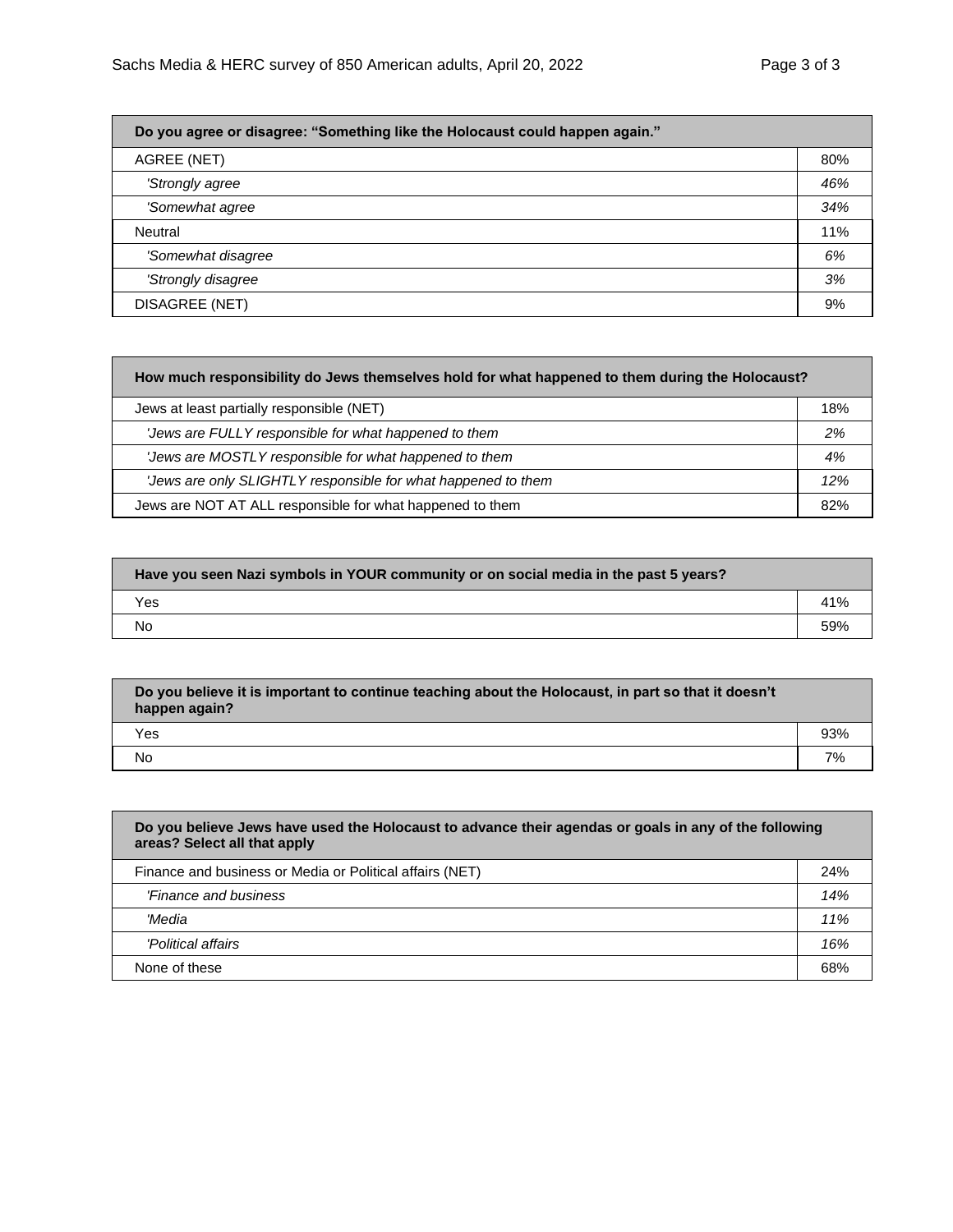| Do you agree or disagree: “Something like the Holocaust could happen again.” | |
|---|---|
| AGREE (NET) | 80% |
| *'Strongly agree* | *46%* |
| *'Somewhat agree* | *34%* |
| Neutral | 11% |
| *'Somewhat disagree* | *6%* |
| *'Strongly disagree* | *3%* |
| DISAGREE (NET) | 9% |

| How much responsibility do Jews themselves hold for what happened to them during the Holocaust? | |
|---|---|
| Jews at least partially responsible (NET) | 18% |
| *'Jews are FULLY responsible for what happened to them* | *2%* |
| *'Jews are MOSTLY responsible for what happened to them* | *4%* |
| *'Jews are only SLIGHTLY responsible for what happened to them* | *12%* |
| Jews are NOT AT ALL responsible for what happened to them | 82% |

| Have you seen Nazi symbols in YOUR community or on social media in the past 5 years? | |
|---|---|
| Yes | 41% |
| No | 59% |

| Do you believe it is important to continue teaching about the Holocaust, in part so that it doesn’t happen again? | |
|---|---|
| Yes | 93% |
| No | 7% |

| Do you believe Jews have used the Holocaust to advance their agendas or goals in any of the following areas? Select all that apply | |
|---|---|
| Finance and business or Media or Political affairs (NET) | 24% |
| *'Finance and business* | *14%* |
| *'Media* | *11%* |
| *'Political affairs* | *16%* |
| None of these | 68% |